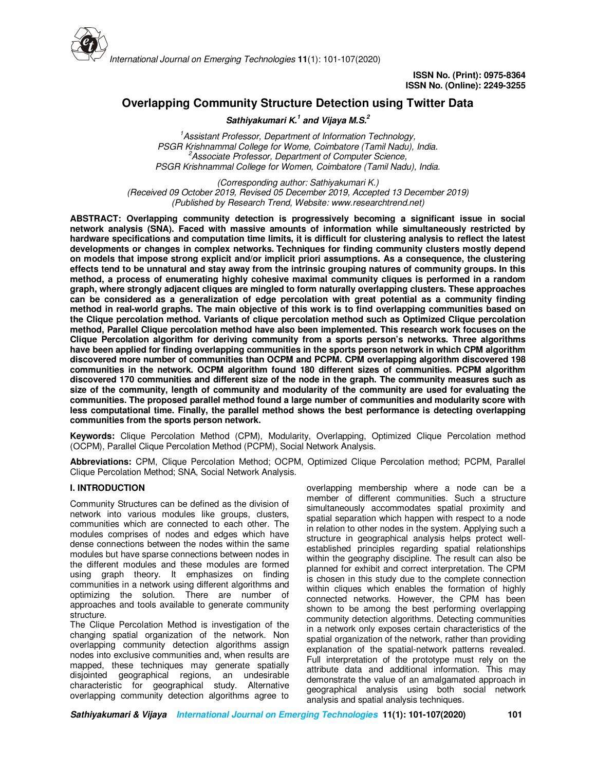ISSN No. (Print): 0975-8364
ISSN No. (Online): 2249-3255

# Overlapping Community Structure Detection using Twitter Data

***Sathiyakumari K.[1] and Vijaya M.S.[2]***

*[1]Assistant Professor, Department of Information Technology, PSGR Krishnammal College for Wome, Coimbatore (Tamil Nadu), India.*
*[2]Associate Professor, Department of Computer Science, PSGR Krishnammal College for Women, Coimbatore (Tamil Nadu), India.*

*(Corresponding author: Sathiyakumari K.)*
*(Received 09 October 2019, Revised 05 December 2019, Accepted 13 December 2019)*
*(Published by Research Trend, Website: www.researchtrend.net)*

**ABSTRACT: Overlapping community detection is progressively becoming a significant issue in social network analysis (SNA). Faced with massive amounts of information while simultaneously restricted by hardware specifications and computation time limits, it is difficult for clustering analysis to reflect the latest developments or changes in complex networks. Techniques for finding community clusters mostly depend on models that impose strong explicit and/or implicit priori assumptions. As a consequence, the clustering effects tend to be unnatural and stay away from the intrinsic grouping natures of community groups. In this method, a process of enumerating highly cohesive maximal community cliques is performed in a random graph, where strongly adjacent cliques are mingled to form naturally overlapping clusters. These approaches can be considered as a generalization of edge percolation with great potential as a community finding method in real-world graphs. The main objective of this work is to find overlapping communities based on the Clique percolation method. Variants of clique percolation method such as Optimized Clique percolation method, Parallel Clique percolation method have also been implemented. This research work focuses on the Clique Percolation algorithm for deriving community from a sports person's networks. Three algorithms have been applied for finding overlapping communities in the sports person network in which CPM algorithm discovered more number of communities than OCPM and PCPM. CPM overlapping algorithm discovered 198 communities in the network. OCPM algorithm found 180 different sizes of communities. PCPM algorithm discovered 170 communities and different size of the node in the graph. The community measures such as size of the community, length of community and modularity of the community are used for evaluating the communities. The proposed parallel method found a large number of communities and modularity score with less computational time. Finally, the parallel method shows the best performance is detecting overlapping communities from the sports person network.**

**Keywords:** Clique Percolation Method (CPM), Modularity, Overlapping, Optimized Clique Percolation method (OCPM), Parallel Clique Percolation Method (PCPM), Social Network Analysis.

**Abbreviations:** CPM, Clique Percolation Method; OCPM, Optimized Clique Percolation method; PCPM, Parallel Clique Percolation Method; SNA, Social Network Analysis.

## I. INTRODUCTION

Community Structures can be defined as the division of network into various modules like groups, clusters, communities which are connected to each other. The modules comprises of nodes and edges which have dense connections between the nodes within the same modules but have sparse connections between nodes in the different modules and these modules are formed using graph theory. It emphasizes on finding communities in a network using different algorithms and optimizing the solution. There are number of approaches and tools available to generate community structure.

The Clique Percolation Method is investigation of the changing spatial organization of the network. Non overlapping community detection algorithms assign nodes into exclusive communities and, when results are mapped, these techniques may generate spatially disjointed geographical regions, an undesirable characteristic for geographical study. Alternative overlapping community detection algorithms agree to overlapping membership where a node can be a member of different communities. Such a structure simultaneously accommodates spatial proximity and spatial separation which happen with respect to a node in relation to other nodes in the system. Applying such a structure in geographical analysis helps protect well-established principles regarding spatial relationships within the geography discipline. The result can also be planned for exhibit and correct interpretation. The CPM is chosen in this study due to the complete connection within cliques which enables the formation of highly connected networks. However, the CPM has been shown to be among the best performing overlapping community detection algorithms. Detecting communities in a network only exposes certain characteristics of the spatial organization of the network, rather than providing explanation of the spatial-network patterns revealed. Full interpretation of the prototype must rely on the attribute data and additional information. This may demonstrate the value of an amalgamated approach in geographical analysis using both social network analysis and spatial analysis techniques.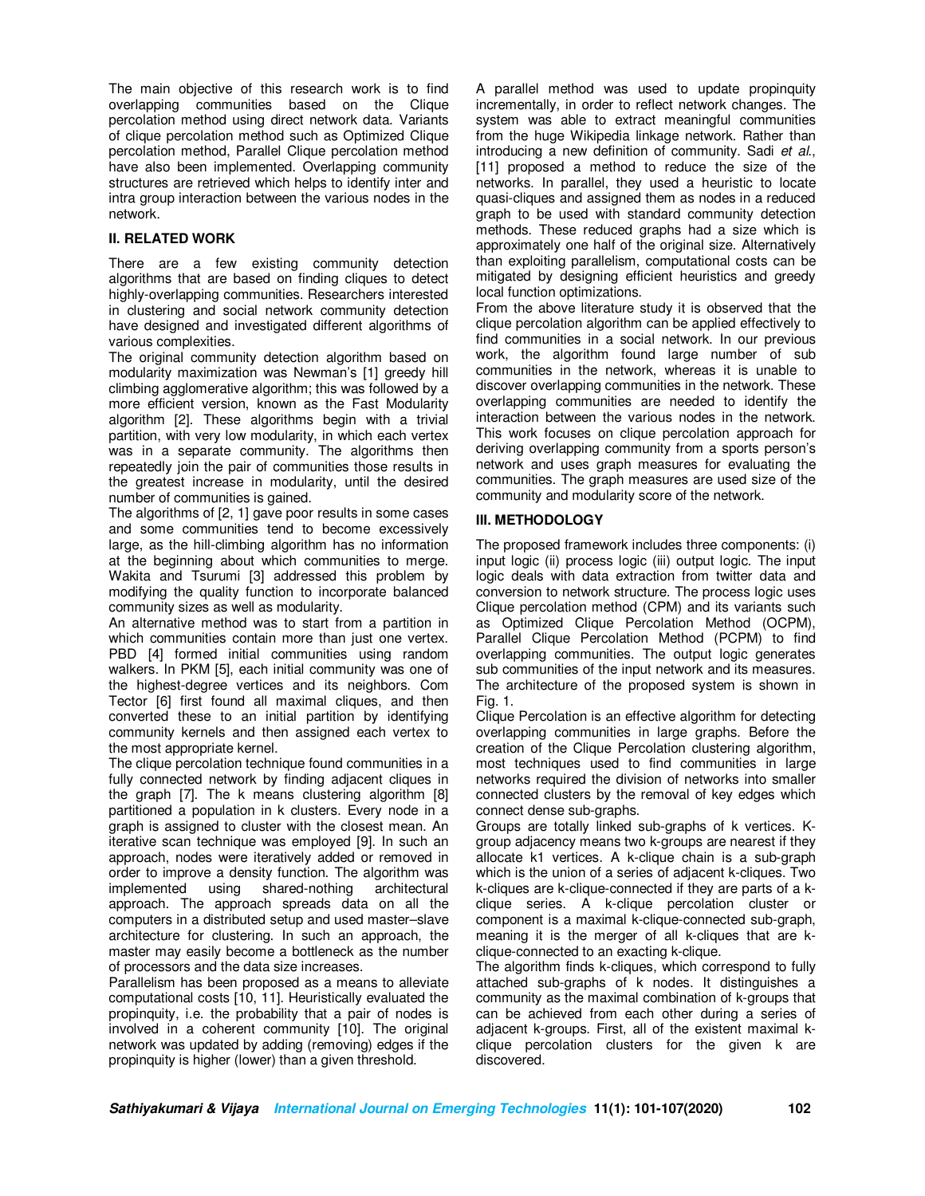The main objective of this research work is to find overlapping communities based on the Clique percolation method using direct network data. Variants of clique percolation method such as Optimized Clique percolation method, Parallel Clique percolation method have also been implemented. Overlapping community structures are retrieved which helps to identify inter and intra group interaction between the various nodes in the network.

## II. RELATED WORK

There are a few existing community detection algorithms that are based on finding cliques to detect highly-overlapping communities. Researchers interested in clustering and social network community detection have designed and investigated different algorithms of various complexities.

The original community detection algorithm based on modularity maximization was Newman's [1] greedy hill climbing agglomerative algorithm; this was followed by a more efficient version, known as the Fast Modularity algorithm [2]. These algorithms begin with a trivial partition, with very low modularity, in which each vertex was in a separate community. The algorithms then repeatedly join the pair of communities those results in the greatest increase in modularity, until the desired number of communities is gained.

The algorithms of [2, 1] gave poor results in some cases and some communities tend to become excessively large, as the hill-climbing algorithm has no information at the beginning about which communities to merge. Wakita and Tsurumi [3] addressed this problem by modifying the quality function to incorporate balanced community sizes as well as modularity.

An alternative method was to start from a partition in which communities contain more than just one vertex. PBD [4] formed initial communities using random walkers. In PKM [5], each initial community was one of the highest-degree vertices and its neighbors. Com Tector [6] first found all maximal cliques, and then converted these to an initial partition by identifying community kernels and then assigned each vertex to the most appropriate kernel.

The clique percolation technique found communities in a fully connected network by finding adjacent cliques in the graph [7]. The k means clustering algorithm [8] partitioned a population in k clusters. Every node in a graph is assigned to cluster with the closest mean. An iterative scan technique was employed [9]. In such an approach, nodes were iteratively added or removed in order to improve a density function. The algorithm was implemented using shared-nothing architectural approach. The approach spreads data on all the computers in a distributed setup and used master–slave architecture for clustering. In such an approach, the master may easily become a bottleneck as the number of processors and the data size increases.

Parallelism has been proposed as a means to alleviate computational costs [10, 11]. Heuristically evaluated the propinquity, i.e. the probability that a pair of nodes is involved in a coherent community [10]. The original network was updated by adding (removing) edges if the propinquity is higher (lower) than a given threshold.

A parallel method was used to update propinquity incrementally, in order to reflect network changes. The system was able to extract meaningful communities from the huge Wikipedia linkage network. Rather than introducing a new definition of community. Sadi *et al.*, [11] proposed a method to reduce the size of the networks. In parallel, they used a heuristic to locate quasi-cliques and assigned them as nodes in a reduced graph to be used with standard community detection methods. These reduced graphs had a size which is approximately one half of the original size. Alternatively than exploiting parallelism, computational costs can be mitigated by designing efficient heuristics and greedy local function optimizations.

From the above literature study it is observed that the clique percolation algorithm can be applied effectively to find communities in a social network. In our previous work, the algorithm found large number of sub communities in the network, whereas it is unable to discover overlapping communities in the network. These overlapping communities are needed to identify the interaction between the various nodes in the network. This work focuses on clique percolation approach for deriving overlapping community from a sports person's network and uses graph measures for evaluating the communities. The graph measures are used size of the community and modularity score of the network.

## III. METHODOLOGY

The proposed framework includes three components: (i) input logic (ii) process logic (iii) output logic. The input logic deals with data extraction from twitter data and conversion to network structure. The process logic uses Clique percolation method (CPM) and its variants such as Optimized Clique Percolation Method (OCPM), Parallel Clique Percolation Method (PCPM) to find overlapping communities. The output logic generates sub communities of the input network and its measures. The architecture of the proposed system is shown in Fig. 1.

Clique Percolation is an effective algorithm for detecting overlapping communities in large graphs. Before the creation of the Clique Percolation clustering algorithm, most techniques used to find communities in large networks required the division of networks into smaller connected clusters by the removal of key edges which connect dense sub-graphs.

Groups are totally linked sub-graphs of k vertices. K-group adjacency means two k-groups are nearest if they allocate k1 vertices. A k-clique chain is a sub-graph which is the union of a series of adjacent k-cliques. Two k-cliques are k-clique-connected if they are parts of a k-clique series. A k-clique percolation cluster or component is a maximal k-clique-connected sub-graph, meaning it is the merger of all k-cliques that are k-clique-connected to an exacting k-clique.

The algorithm finds k-cliques, which correspond to fully attached sub-graphs of k nodes. It distinguishes a community as the maximal combination of k-groups that can be achieved from each other during a series of adjacent k-groups. First, all of the existent maximal k-clique percolation clusters for the given k are discovered.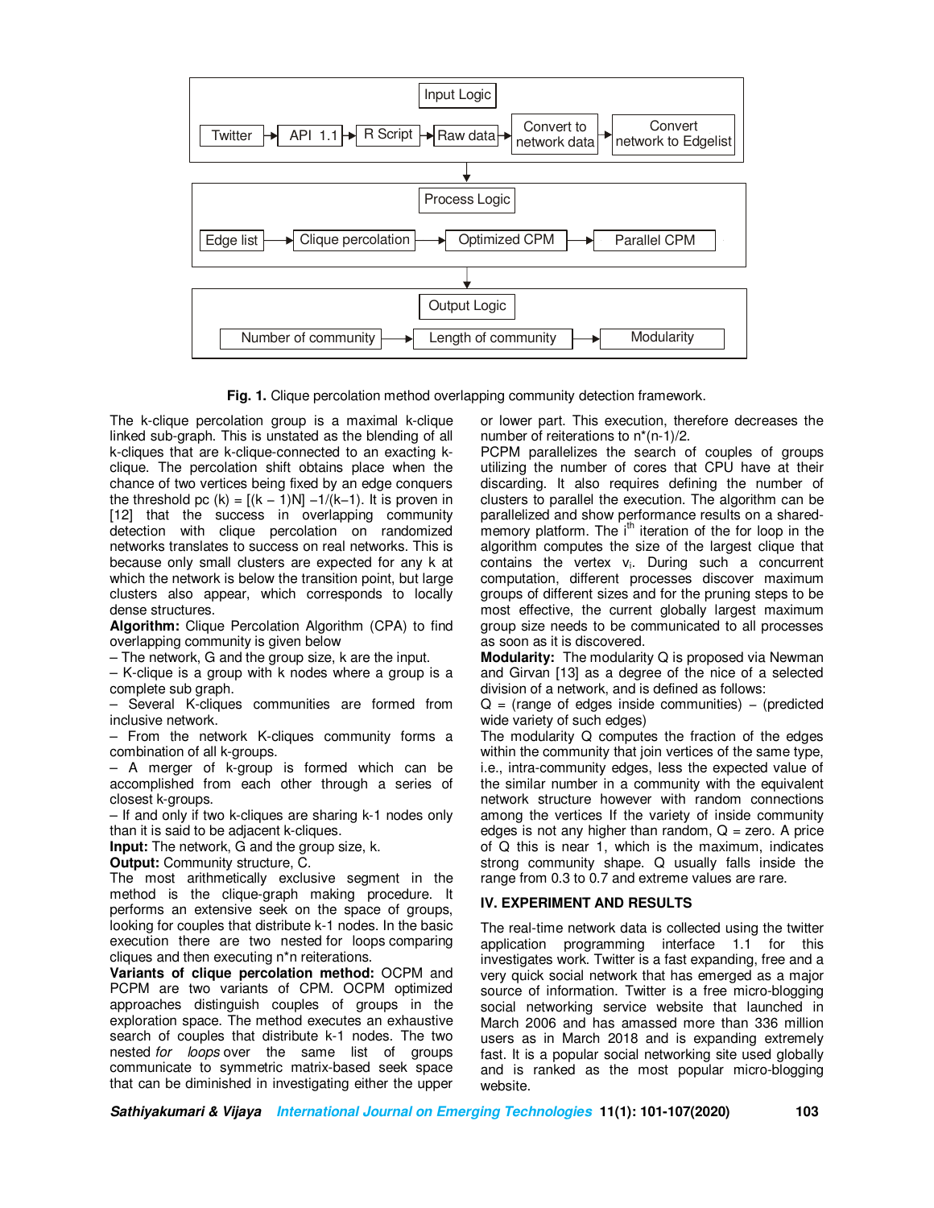Input Logic

Twitter → API 1.1 → R Script → Raw data → Convert to network data → Convert network to Edgelist

Process Logic

Edge list → Clique percolation → Optimized CPM → Parallel CPM

Output Logic

Number of community → Length of community → Modularity

**Fig. 1.** Clique percolation method overlapping community detection framework.

The k-clique percolation group is a maximal k-clique linked sub-graph. This is unstated as the blending of all k-cliques that are k-clique-connected to an exacting k-clique. The percolation shift obtains place when the chance of two vertices being fixed by an edge conquers the threshold pc (k) = [(k – 1)N] –1/(k–1). It is proven in [12] that the success in overlapping community detection with clique percolation on randomized networks translates to success on real networks. This is because only small clusters are expected for any k at which the network is below the transition point, but large clusters also appear, which corresponds to locally dense structures.

**Algorithm:** Clique Percolation Algorithm (CPA) to find overlapping community is given below

– The network, G and the group size, k are the input.

– K-clique is a group with k nodes where a group is a complete sub graph.

– Several K-cliques communities are formed from inclusive network.

– From the network K-cliques community forms a combination of all k-groups.

– A merger of k-group is formed which can be accomplished from each other through a series of closest k-groups.

– If and only if two k-cliques are sharing k-1 nodes only than it is said to be adjacent k-cliques.

**Input:** The network, G and the group size, k.

**Output:** Community structure, C.

The most arithmetically exclusive segment in the method is the clique-graph making procedure. It performs an extensive seek on the space of groups, looking for couples that distribute k-1 nodes. In the basic execution there are two nested for loops comparing cliques and then executing n*n reiterations.

**Variants of clique percolation method:** OCPM and PCPM are two variants of CPM. OCPM optimized approaches distinguish couples of groups in the exploration space. The method executes an exhaustive search of couples that distribute k-1 nodes. The two nested *for loops* over the same list of groups communicate to symmetric matrix-based seek space that can be diminished in investigating either the upper or lower part. This execution, therefore decreases the number of reiterations to n*(n-1)/2.

PCPM parallelizes the search of couples of groups utilizing the number of cores that CPU have at their discarding. It also requires defining the number of clusters to parallel the execution. The algorithm can be parallelized and show performance results on a shared-memory platform. The $i^{th}$ iteration of the for loop in the algorithm computes the size of the largest clique that contains the vertex $v_i$. During such a concurrent computation, different processes discover maximum groups of different sizes and for the pruning steps to be most effective, the current globally largest maximum group size needs to be communicated to all processes as soon as it is discovered.

**Modularity:** The modularity Q is proposed via Newman and Girvan [13] as a degree of the nice of a selected division of a network, and is defined as follows:

Q = (range of edges inside communities) – (predicted wide variety of such edges)

The modularity Q computes the fraction of the edges within the community that join vertices of the same type, i.e., intra-community edges, less the expected value of the similar number in a community with the equivalent network structure however with random connections among the vertices If the variety of inside community edges is not any higher than random, Q = zero. A price of Q this is near 1, which is the maximum, indicates strong community shape. Q usually falls inside the range from 0.3 to 0.7 and extreme values are rare.

## IV. EXPERIMENT AND RESULTS

The real-time network data is collected using the twitter application programming interface 1.1 for this investigates work. Twitter is a fast expanding, free and a very quick social network that has emerged as a major source of information. Twitter is a free micro-blogging social networking service website that launched in March 2006 and has amassed more than 336 million users as in March 2018 and is expanding extremely fast. It is a popular social networking site used globally and is ranked as the most popular micro-blogging website.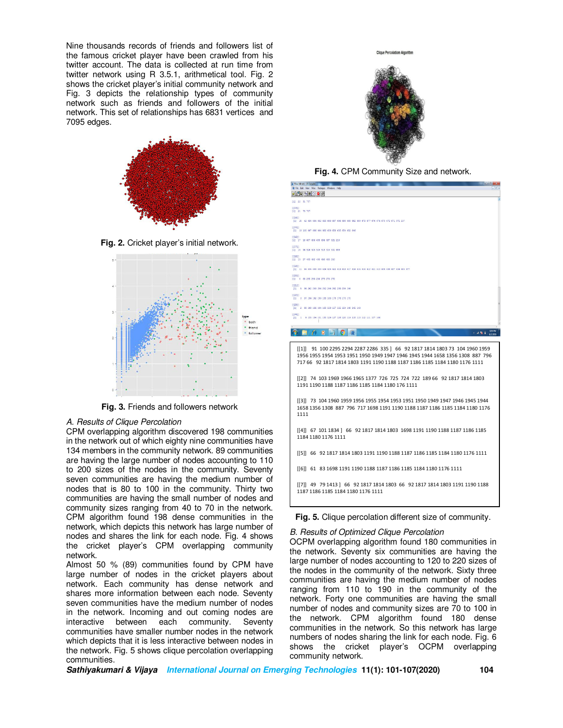Nine thousands records of friends and followers list of the famous cricket player have been crawled from his twitter account. The data is collected at run time from twitter network using R 3.5.1, arithmetical tool. Fig. 2 shows the cricket player's initial community network and Fig. 3 depicts the relationship types of community network such as friends and followers of the initial network. This set of relationships has 6831 vertices and 7095 edges.

**Fig. 2.** Cricket player's initial network.

**Fig. 3.** Friends and followers network

*A. Results of Clique Percolation*

CPM overlapping algorithm discovered 198 communities in the network out of which eighty nine communities have 134 members in the community network. 89 communities are having the large number of nodes accounting to 110 to 200 sizes of the nodes in the community. Seventy seven communities are having the medium number of nodes that is 80 to 100 in the community. Thirty two communities are having the small number of nodes and community sizes ranging from 40 to 70 in the network. CPM algorithm found 198 dense communities in the network, which depicts this network has large number of nodes and shares the link for each node. Fig. 4 shows the cricket player's CPM overlapping community network.

Almost 50 % (89) communities found by CPM have large number of nodes in the cricket players about network. Each community has dense network and shares more information between each node. Seventy seven communities have the medium number of nodes in the network. Incoming and out coming nodes are interactive between each community. Seventy communities have smaller number nodes in the network which depicts that it is less interactive between nodes in the network. Fig. 5 shows clique percolation overlapping communities.

**Fig. 4.** CPM Community Size and network.

[[1]] 91 100 2295 2294 2287 2286 335 ] 66 92 1817 1814 1803 73 104 1960 1959 1956 1955 1954 1953 1951 1950 1949 1947 1946 1945 1944 1658 1356 1308 887 796 717 66 92 1817 1814 1803 1191 1190 1188 1187 1186 1185 1184 1180 1176 1111

[[2]] 74 103 1969 1966 1965 1377 726 725 724 722 189 66 92 1817 1814 1803 1191 1190 1188 1187 1186 1185 1184 1180 176 1111

[[3]] 73 104 1960 1959 1956 1955 1954 1953 1951 1950 1949 1947 1946 1945 1944 1658 1356 1308 887 796 717 1698 1191 1190 1188 1187 1186 1185 1184 1180 1176 1111

[[4]] 67 101 1834 ] 66 92 1817 1814 1803 1698 1191 1190 1188 1187 1186 1185 1184 1180 1176 1111

[[5]] 66 92 1817 1814 1803 1191 1190 1188 1187 1186 1185 1184 1180 1176 1111

[[6]] 61 83 1698 1191 1190 1188 1187 1186 1185 1184 1180 1176 1111

[[7]] 49 79 1413 ] 66 92 1817 1814 1803 66 92 1817 1814 1803 1191 1190 1188 1187 1186 1185 1184 1180 1176 1111

**Fig. 5.** Clique percolation different size of community.

*B. Results of Optimized Clique Percolation*

OCPM overlapping algorithm found 180 communities in the network. Seventy six communities are having the large number of nodes accounting to 120 to 220 sizes of the nodes in the community of the network. Sixty three communities are having the medium number of nodes ranging from 110 to 190 in the community of the network. Forty one communities are having the small number of nodes and community sizes are 70 to 100 in the network. CPM algorithm found 180 dense communities in the network. So this network has large numbers of nodes sharing the link for each node. Fig. 6 shows the cricket player's OCPM overlapping community network.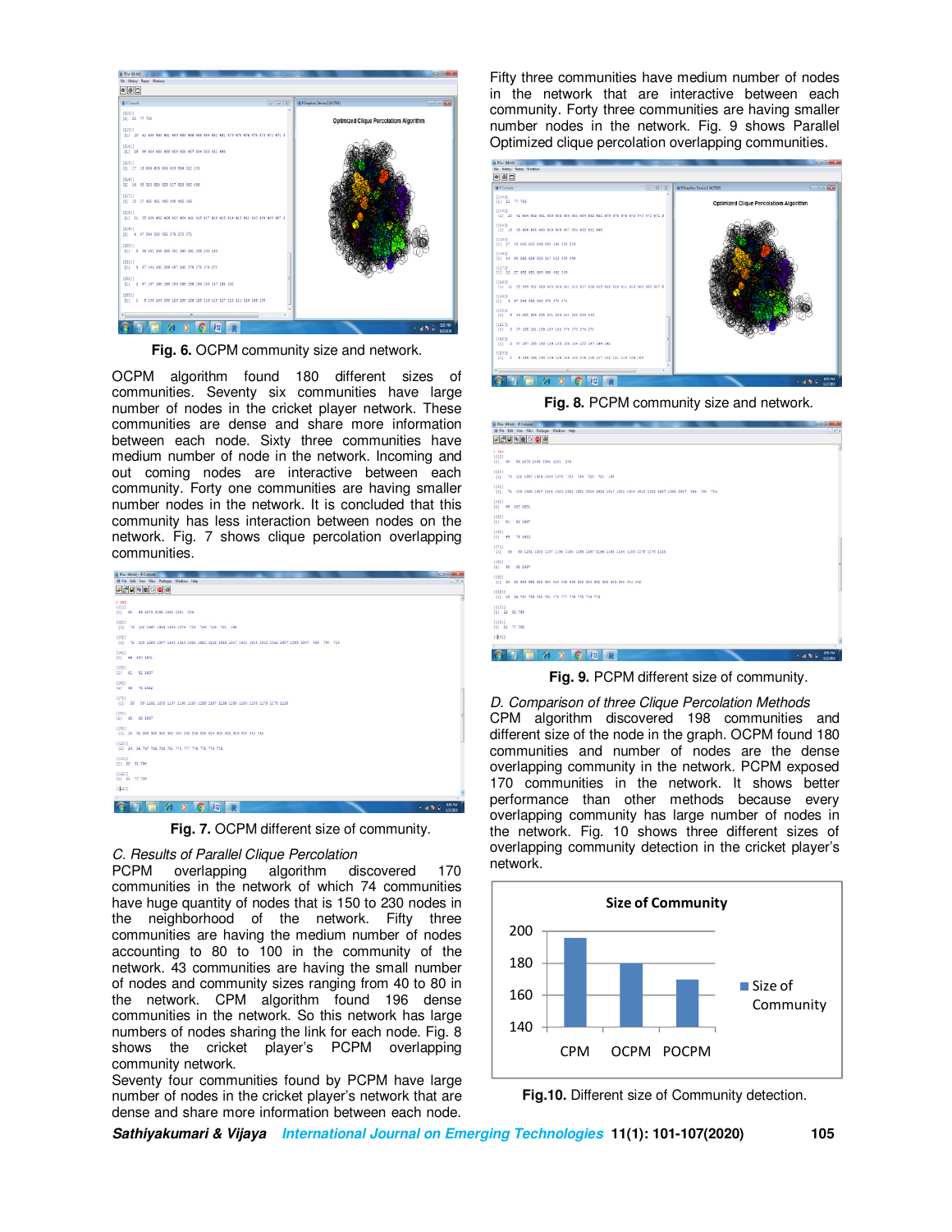Fig. 6. OCPM community size and network.

OCPM algorithm found 180 different sizes of communities. Seventy six communities have large number of nodes in the cricket player network. These communities are dense and share more information between each node. Sixty three communities have medium number of node in the network. Incoming and out coming nodes are interactive between each community. Forty one communities are having smaller number nodes in the network. It is concluded that this community has less interaction between nodes on the network. Fig. 7 shows clique percolation overlapping communities.

Fig. 7. OCPM different size of community.

### C. Results of Parallel Clique Percolation

PCPM overlapping algorithm discovered 170 communities in the network of which 74 communities have huge quantity of nodes that is 150 to 230 nodes in the neighborhood of the network. Fifty three communities are having the medium number of nodes accounting to 80 to 100 in the community of the network. 43 communities are having the small number of nodes and community sizes ranging from 40 to 80 in the network. CPM algorithm found 196 dense communities in the network. So this network has large numbers of nodes sharing the link for each node. Fig. 8 shows the cricket player's PCPM overlapping community network.

Seventy four communities found by PCPM have large number of nodes in the cricket player's network that are dense and share more information between each node. Fifty three communities have medium number of nodes in the network that are interactive between each community. Forty three communities are having smaller number nodes in the network. Fig. 9 shows Parallel Optimized clique percolation overlapping communities.

Fig. 8. PCPM community size and network.

Fig. 9. PCPM different size of community.

### D. Comparison of three Clique Percolation Methods

CPM algorithm discovered 198 communities and different size of the node in the graph. OCPM found 180 communities and number of nodes are the dense overlapping community in the network. PCPM exposed 170 communities in the network. It shows better performance than other methods because every overlapping community has large number of nodes in the network. Fig. 10 shows three different sizes of overlapping community detection in the cricket player's network.

Size of Community

200

180

160

140

CPM OCPM POCPM

Size of Community

**Fig.10.** Different size of Community detection.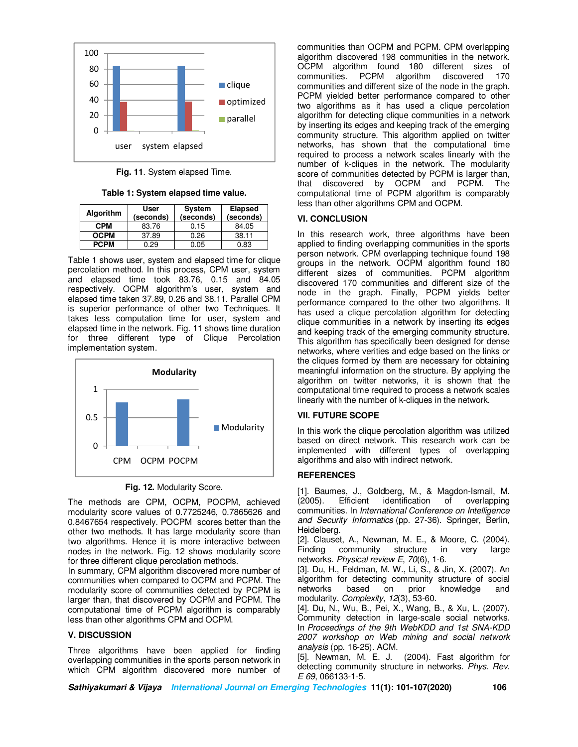100

80

60

40

20

0

user system elapsed

clique

optimized

parallel

**Fig. 11**. System elapsed Time.

**Table 1: System elapsed time value.**

| Algorithm | User (seconds) | System (seconds) | Elapsed (seconds) |
|---|---|---|---|
| **CPM** | 83.76 | 0.15 | 84.05 |
| **OCPM** | 37.89 | 0.26 | 38.11 |
| **PCPM** | 0.29 | 0.05 | 0.83 |

Table 1 shows user, system and elapsed time for clique percolation method. In this process, CPM user, system and elapsed time took 83.76, 0.15 and 84.05 respectively. OCPM algorithm's user, system and elapsed time taken 37.89, 0.26 and 38.11. Parallel CPM is superior performance of other two Techniques. It takes less computation time for user, system and elapsed time in the network. Fig. 11 shows time duration for three different type of Clique Percolation implementation system.

Modularity

1

0.5

0

CPM OCPM POCPM

Modularity

**Fig. 12.** Modularity Score.

The methods are CPM, OCPM, POCPM, achieved modularity score values of 0.7725246, 0.7865626 and 0.8467654 respectively. POCPM scores better than the other two methods. It has large modularity score than two algorithms. Hence it is more interactive between nodes in the network. Fig. 12 shows modularity score for three different clique percolation methods.

In summary, CPM algorithm discovered more number of communities when compared to OCPM and PCPM. The modularity score of communities detected by PCPM is larger than, that discovered by OCPM and PCPM. The computational time of PCPM algorithm is comparably less than other algorithms CPM and OCPM.

## V. DISCUSSION

Three algorithms have been applied for finding overlapping communities in the sports person network in which CPM algorithm discovered more number of communities than OCPM and PCPM. CPM overlapping algorithm discovered 198 communities in the network. OCPM algorithm found 180 different sizes of communities. PCPM algorithm discovered 170 communities and different size of the node in the graph. PCPM yielded better performance compared to other two algorithms as it has used a clique percolation algorithm for detecting clique communities in a network by inserting its edges and keeping track of the emerging community structure. This algorithm applied on twitter networks, has shown that the computational time required to process a network scales linearly with the number of k-cliques in the network. The modularity score of communities detected by PCPM is larger than, that discovered by OCPM and PCPM. The computational time of PCPM algorithm is comparably less than other algorithms CPM and OCPM.

## VI. CONCLUSION

In this research work, three algorithms have been applied to finding overlapping communities in the sports person network. CPM overlapping technique found 198 groups in the network. OCPM algorithm found 180 different sizes of communities. PCPM algorithm discovered 170 communities and different size of the node in the graph. Finally, PCPM yields better performance compared to the other two algorithms. It has used a clique percolation algorithm for detecting clique communities in a network by inserting its edges and keeping track of the emerging community structure. This algorithm has specifically been designed for dense networks, where verities and edge based on the links or the cliques formed by them are necessary for obtaining meaningful information on the structure. By applying the algorithm on twitter networks, it is shown that the computational time required to process a network scales linearly with the number of k-cliques in the network.

## VII. FUTURE SCOPE

In this work the clique percolation algorithm was utilized based on direct network. This research work can be implemented with different types of overlapping algorithms and also with indirect network.

## REFERENCES

[1]. Baumes, J., Goldberg, M., & Magdon-Ismail, M. (2005). Efficient identification of overlapping communities. In *International Conference on Intelligence and Security Informatics* (pp. 27-36). Springer, Berlin, Heidelberg.

[2]. Clauset, A., Newman, M. E., & Moore, C. (2004). Finding community structure in very large networks. *Physical review E*, *70*(6), 1-6.

[3]. Du, H., Feldman, M. W., Li, S., & Jin, X. (2007). An algorithm for detecting community structure of social networks based on prior knowledge and modularity. *Complexity*, *12*(3), 53-60.

[4]. Du, N., Wu, B., Pei, X., Wang, B., & Xu, L. (2007). Community detection in large-scale social networks. In *Proceedings of the 9th WebKDD and 1st SNA-KDD 2007 workshop on Web mining and social network analysis* (pp. 16-25). ACM.

[5]. Newman, M. E. J. (2004). Fast algorithm for detecting community structure in networks. *Phys. Rev. E 69*, 066133-1-5.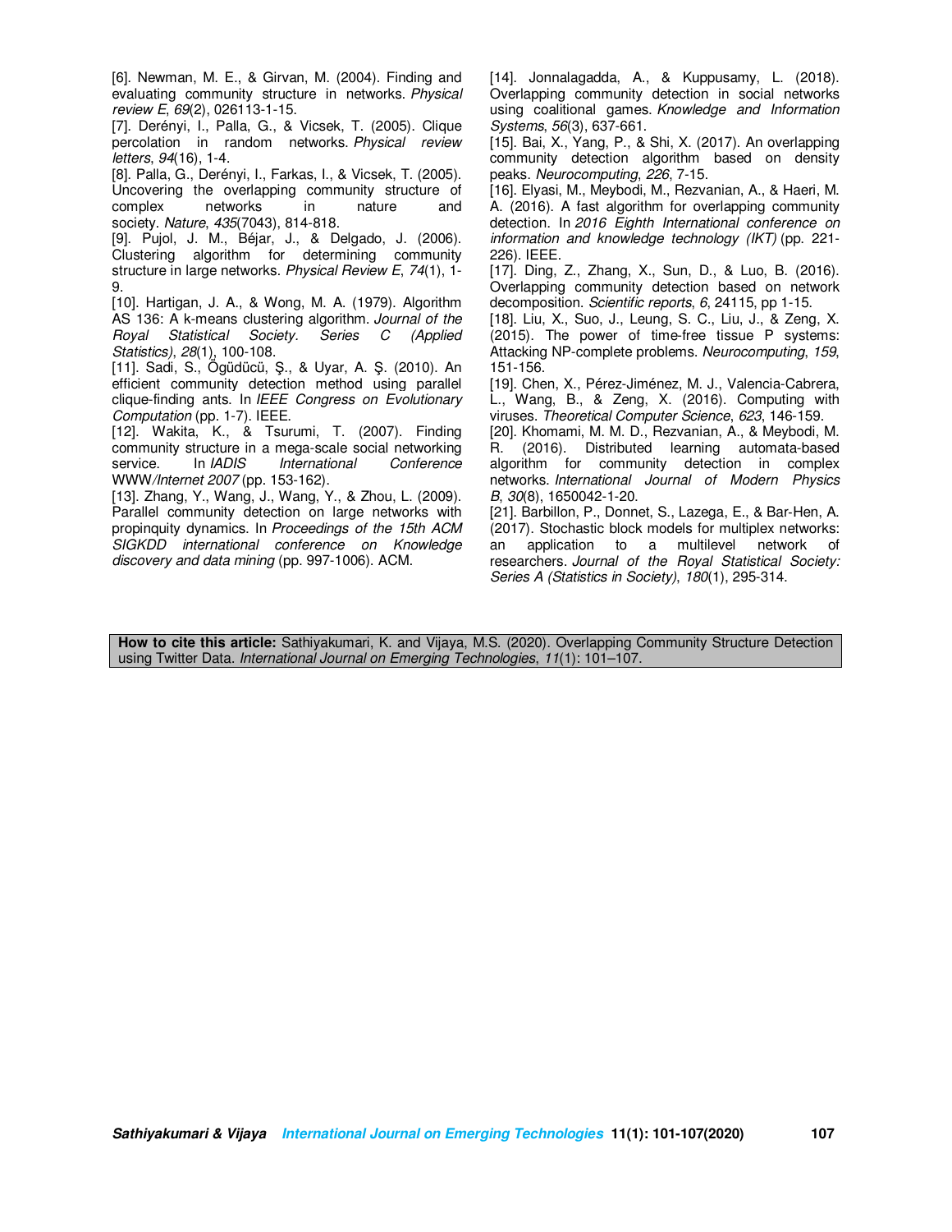[6]. Newman, M. E., & Girvan, M. (2004). Finding and evaluating community structure in networks. *Physical review E*, *69*(2), 026113-1-15.

[7]. Derényi, I., Palla, G., & Vicsek, T. (2005). Clique percolation in random networks. *Physical review letters*, *94*(16), 1-4.

[8]. Palla, G., Derényi, I., Farkas, I., & Vicsek, T. (2005). Uncovering the overlapping community structure of complex networks in nature and society. *Nature*, *435*(7043), 814-818.

[9]. Pujol, J. M., Béjar, J., & Delgado, J. (2006). Clustering algorithm for determining community structure in large networks. *Physical Review E*, *74*(1), 1-9.

[10]. Hartigan, J. A., & Wong, M. A. (1979). Algorithm AS 136: A k-means clustering algorithm. *Journal of the Royal Statistical Society. Series C (Applied Statistics)*, *28*(1), 100-108.

[11]. Sadi, S., Ögüdücü, Ş., & Uyar, A. Ş. (2010). An efficient community detection method using parallel clique-finding ants. In *IEEE Congress on Evolutionary Computation* (pp. 1-7). IEEE.

[12]. Wakita, K., & Tsurumi, T. (2007). Finding community structure in a mega-scale social networking service. In *IADIS International Conference* WWW/*Internet 2007* (pp. 153-162).

[13]. Zhang, Y., Wang, J., Wang, Y., & Zhou, L. (2009). Parallel community detection on large networks with propinquity dynamics. In *Proceedings of the 15th ACM SIGKDD international conference on Knowledge discovery and data mining* (pp. 997-1006). ACM.

[14]. Jonnalagadda, A., & Kuppusamy, L. (2018). Overlapping community detection in social networks using coalitional games. *Knowledge and Information Systems*, *56*(3), 637-661.

[15]. Bai, X., Yang, P., & Shi, X. (2017). An overlapping community detection algorithm based on density peaks. *Neurocomputing*, *226*, 7-15.

[16]. Elyasi, M., Meybodi, M., Rezvanian, A., & Haeri, M. A. (2016). A fast algorithm for overlapping community detection. In *2016 Eighth International conference on information and knowledge technology (IKT)* (pp. 221-226). IEEE.

[17]. Ding, Z., Zhang, X., Sun, D., & Luo, B. (2016). Overlapping community detection based on network decomposition. *Scientific reports*, *6*, 24115, pp 1-15.

[18]. Liu, X., Suo, J., Leung, S. C., Liu, J., & Zeng, X. (2015). The power of time-free tissue P systems: Attacking NP-complete problems. *Neurocomputing*, *159*, 151-156.

[19]. Chen, X., Pérez-Jiménez, M. J., Valencia-Cabrera, L., Wang, B., & Zeng, X. (2016). Computing with viruses. *Theoretical Computer Science*, *623*, 146-159.

[20]. Khomami, M. M. D., Rezvanian, A., & Meybodi, M. R. (2016). Distributed learning automata-based algorithm for community detection in complex networks. *International Journal of Modern Physics B*, *30*(8), 1650042-1-20.

[21]. Barbillon, P., Donnet, S., Lazega, E., & Bar-Hen, A. (2017). Stochastic block models for multiplex networks: an application to a multilevel network of researchers. *Journal of the Royal Statistical Society: Series A (Statistics in Society)*, *180*(1), 295-314.

**How to cite this article:** Sathiyakumari, K. and Vijaya, M.S. (2020). Overlapping Community Structure Detection using Twitter Data. *International Journal on Emerging Technologies*, *11*(1): 101–107.